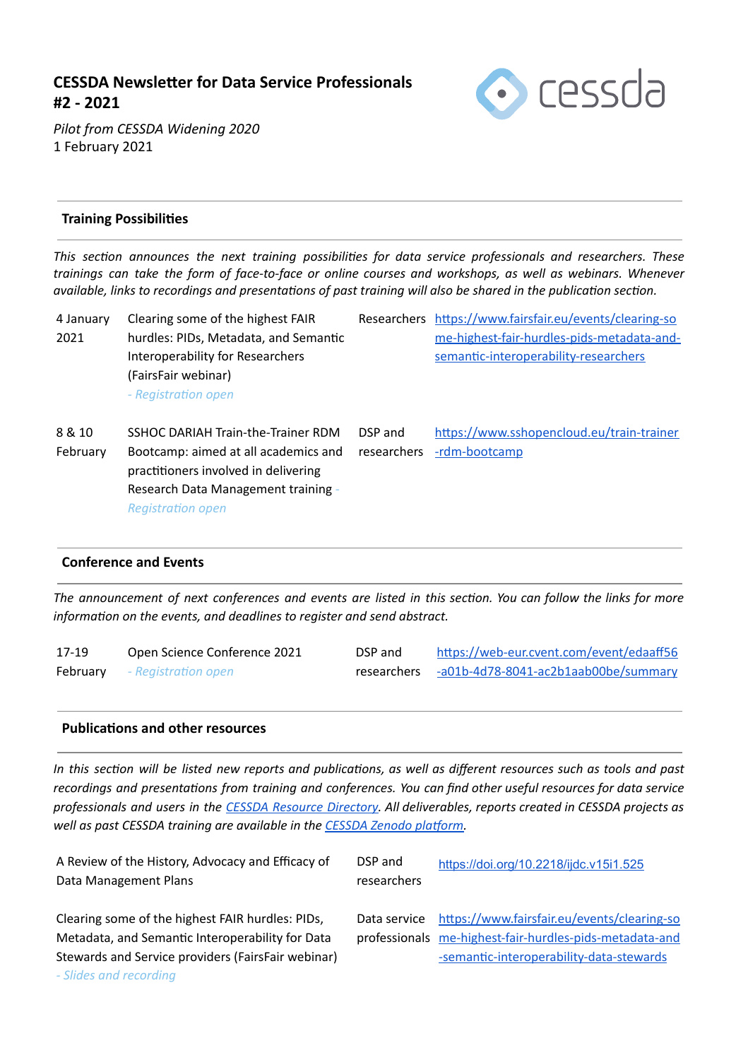# CESSDA Newsletter for Data Service Professionals #2 - 2021

*Pilot from CESSDA Widening 2020*
1 February 2021

## Training Possibilities

*This section announces the next training possibilities for data service professionals and researchers. These trainings can take the form of face-to-face or online courses and workshops, as well as webinars. Whenever available, links to recordings and presentations of past training will also be shared in the publication section.*

| | | | |
|---|---|---|---|
| 4 January 2021 | Clearing some of the highest FAIR hurdles: PIDs, Metadata, and Semantic Interoperability for Researchers (FairsFair webinar) *- Registration open* | Researchers | https://www.fairsfair.eu/events/clearing-some-highest-fair-hurdles-pids-metadata-and-semantic-interoperability-researchers |
| 8 & 10 February | SSHOC DARIAH Train-the-Trainer RDM Bootcamp: aimed at all academics and practitioners involved in delivering Research Data Management training *- Registration open* | DSP and researchers | https://www.sshopencloud.eu/train-trainer-rdm-bootcamp |

## Conference and Events

*The announcement of next conferences and events are listed in this section. You can follow the links for more information on the events, and deadlines to register and send abstract.*

| | | | |
|---|---|---|---|
| 17-19 February | Open Science Conference 2021 *- Registration open* | DSP and researchers | https://web-eur.cvent.com/event/edaaff56-a01b-4d78-8041-ac2b1aab00be/summary |

## Publications and other resources

*In this section will be listed new reports and publications, as well as different resources such as tools and past recordings and presentations from training and conferences. You can find other useful resources for data service professionals and users in the [CESSDA Resource Directory](). All deliverables, reports created in CESSDA projects as well as past CESSDA training are available in the [CESSDA Zenodo platform]().*

| | | |
|---|---|---|
| A Review of the History, Advocacy and Efficacy of Data Management Plans | DSP and researchers | https://doi.org/10.2218/ijdc.v15i1.525 |
| Clearing some of the highest FAIR hurdles: PIDs, Metadata, and Semantic Interoperability for Data Stewards and Service providers (FairsFair webinar) *- Slides and recording* | Data service professionals | https://www.fairsfair.eu/events/clearing-some-highest-fair-hurdles-pids-metadata-and-semantic-interoperability-data-stewards |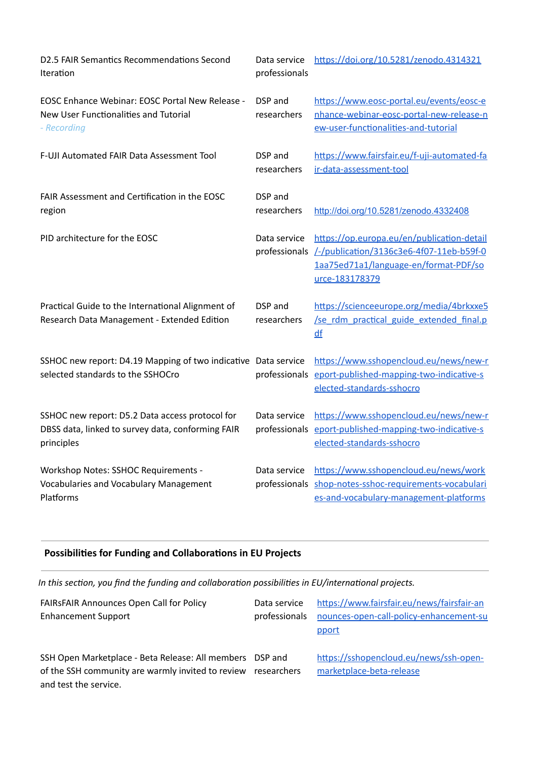| | | |
|---|---|---|
| D2.5 FAIR Semantics Recommendations Second Iteration | Data service professionals | https://doi.org/10.5281/zenodo.4314321 |
| EOSC Enhance Webinar: EOSC Portal New Release - New User Functionalities and Tutorial *- Recording* | DSP and researchers | https://www.eosc-portal.eu/events/eosc-enhance-webinar-eosc-portal-new-release-new-user-functionalities-and-tutorial |
| F-UJI Automated FAIR Data Assessment Tool | DSP and researchers | https://www.fairsfair.eu/f-uji-automated-fair-data-assessment-tool |
| FAIR Assessment and Certification in the EOSC region | DSP and researchers | http://doi.org/10.5281/zenodo.4332408 |
| PID architecture for the EOSC | Data service professionals | https://op.europa.eu/en/publication-detail/-/publication/3136c3e6-4f07-11eb-b59f-01aa75ed71a1/language-en/format-PDF/source-183178379 |
| Practical Guide to the International Alignment of Research Data Management - Extended Edition | DSP and researchers | https://scienceeurope.org/media/4brkxxe5/se_rdm_practical_guide_extended_final.pdf |
| SSHOC new report: D4.19 Mapping of two indicative selected standards to the SSHOCro | Data service professionals | https://www.sshopencloud.eu/news/new-report-published-mapping-two-indicative-selected-standards-sshocro |
| SSHOC new report: D5.2 Data access protocol for DBSS data, linked to survey data, conforming FAIR principles | Data service professionals | https://www.sshopencloud.eu/news/new-report-published-mapping-two-indicative-selected-standards-sshocro |
| Workshop Notes: SSHOC Requirements - Vocabularies and Vocabulary Management Platforms | Data service professionals | https://www.sshopencloud.eu/news/workshop-notes-sshoc-requirements-vocabularies-and-vocabulary-management-platforms |

## Possibilities for Funding and Collaborations in EU Projects

*In this section, you find the funding and collaboration possibilities in EU/international projects.*

| | | |
|---|---|---|
| FAIRsFAIR Announces Open Call for Policy Enhancement Support | Data service professionals | https://www.fairsfair.eu/news/fairsfair-announces-open-call-policy-enhancement-support |
| SSH Open Marketplace - Beta Release: All members of the SSH community are warmly invited to review and test the service. | DSP and researchers | https://sshopencloud.eu/news/ssh-open-marketplace-beta-release |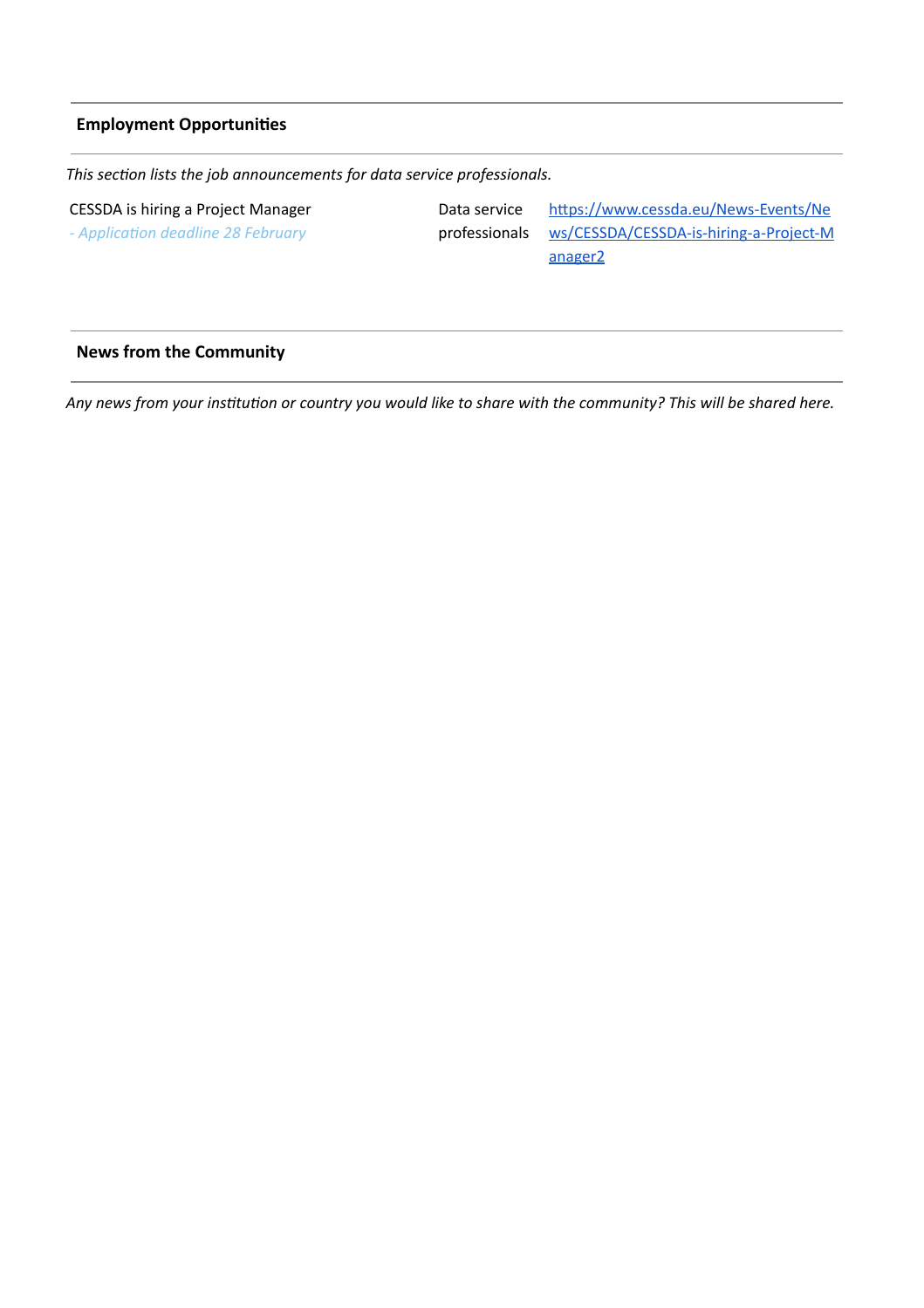## Employment Opportunities

*This section lists the job announcements for data service professionals.*

| | | |
|---|---|---|
| CESSDA is hiring a Project Manager *- Application deadline 28 February* | Data service professionals | https://www.cessda.eu/News-Events/News/CESSDA/CESSDA-is-hiring-a-Project-Manager2 |

## News from the Community

*Any news from your institution or country you would like to share with the community? This will be shared here.*